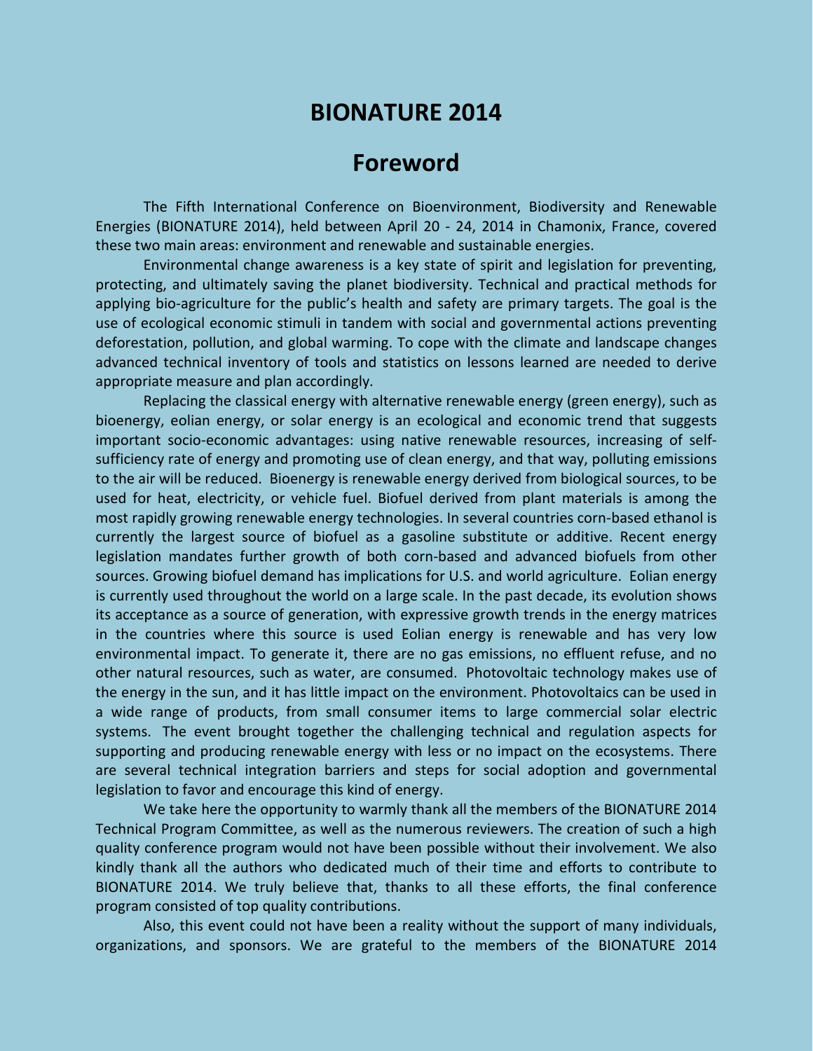# BIONATURE 2014

## Foreword

The Fifth International Conference on Bioenvironment, Biodiversity and Renewable Energies (BIONATURE 2014), held between April 20 - 24, 2014 in Chamonix, France, covered these two main areas: environment and renewable and sustainable energies.

Environmental change awareness is a key state of spirit and legislation for preventing, protecting, and ultimately saving the planet biodiversity. Technical and practical methods for applying bio-agriculture for the public's health and safety are primary targets. The goal is the use of ecological economic stimuli in tandem with social and governmental actions preventing deforestation, pollution, and global warming. To cope with the climate and landscape changes advanced technical inventory of tools and statistics on lessons learned are needed to derive appropriate measure and plan accordingly.

Replacing the classical energy with alternative renewable energy (green energy), such as bioenergy, eolian energy, or solar energy is an ecological and economic trend that suggests important socio-economic advantages: using native renewable resources, increasing of self-sufficiency rate of energy and promoting use of clean energy, and that way, polluting emissions to the air will be reduced. Bioenergy is renewable energy derived from biological sources, to be used for heat, electricity, or vehicle fuel. Biofuel derived from plant materials is among the most rapidly growing renewable energy technologies. In several countries corn-based ethanol is currently the largest source of biofuel as a gasoline substitute or additive. Recent energy legislation mandates further growth of both corn-based and advanced biofuels from other sources. Growing biofuel demand has implications for U.S. and world agriculture. Eolian energy is currently used throughout the world on a large scale. In the past decade, its evolution shows its acceptance as a source of generation, with expressive growth trends in the energy matrices in the countries where this source is used Eolian energy is renewable and has very low environmental impact. To generate it, there are no gas emissions, no effluent refuse, and no other natural resources, such as water, are consumed. Photovoltaic technology makes use of the energy in the sun, and it has little impact on the environment. Photovoltaics can be used in a wide range of products, from small consumer items to large commercial solar electric systems. The event brought together the challenging technical and regulation aspects for supporting and producing renewable energy with less or no impact on the ecosystems. There are several technical integration barriers and steps for social adoption and governmental legislation to favor and encourage this kind of energy.

We take here the opportunity to warmly thank all the members of the BIONATURE 2014 Technical Program Committee, as well as the numerous reviewers. The creation of such a high quality conference program would not have been possible without their involvement. We also kindly thank all the authors who dedicated much of their time and efforts to contribute to BIONATURE 2014. We truly believe that, thanks to all these efforts, the final conference program consisted of top quality contributions.

Also, this event could not have been a reality without the support of many individuals, organizations, and sponsors. We are grateful to the members of the BIONATURE 2014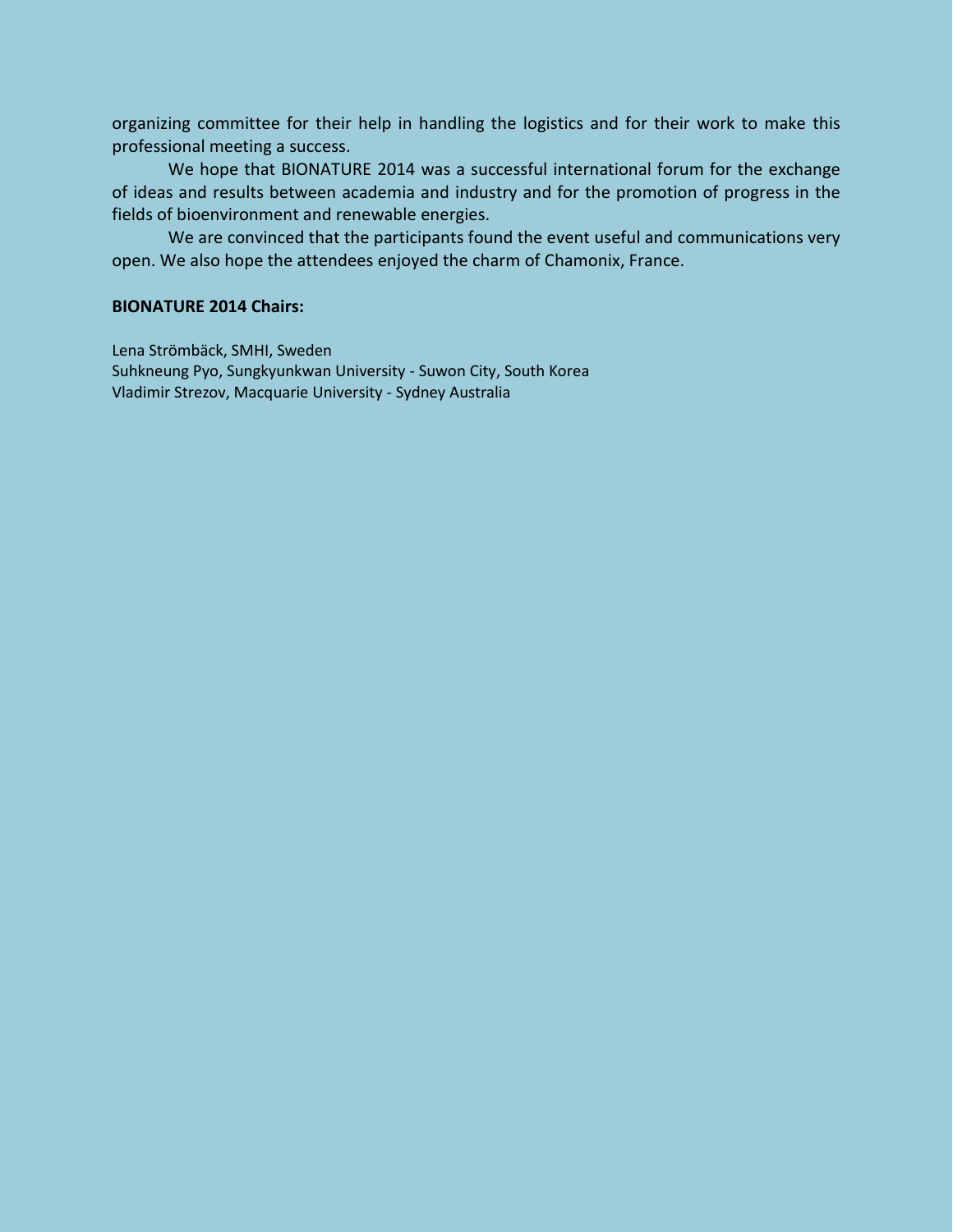organizing committee for their help in handling the logistics and for their work to make this professional meeting a success.

We hope that BIONATURE 2014 was a successful international forum for the exchange of ideas and results between academia and industry and for the promotion of progress in the fields of bioenvironment and renewable energies.

We are convinced that the participants found the event useful and communications very open. We also hope the attendees enjoyed the charm of Chamonix, France.

**BIONATURE 2014 Chairs:**

Lena Strömbäck, SMHI, Sweden
Suhkneung Pyo, Sungkyunkwan University - Suwon City, South Korea
Vladimir Strezov, Macquarie University - Sydney Australia